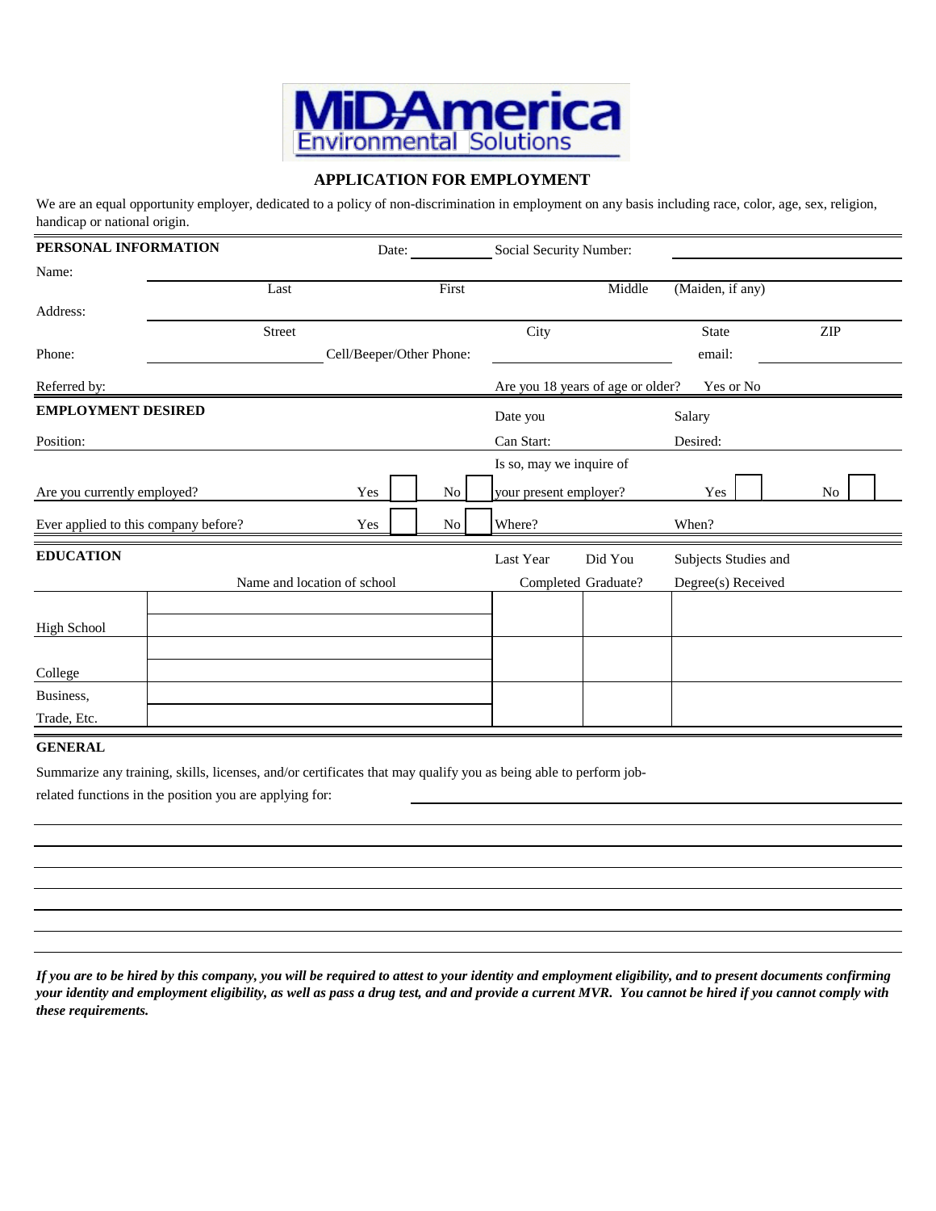MiDAmerica Environmental Solutions

## APPLICATION FOR EMPLOYMENT

We are an equal opportunity employer, dedicated to a policy of non-discrimination in employment on any basis including race, color, age, sex, religion, handicap or national origin.

### PERSONAL INFORMATION

Date: ____________ Social Security Number: ____________

Name: ____________
Last | First | Middle | (Maiden, if any)

Address: ____________
Street | City | State | ZIP

Phone: ____________ Cell/Beeper/Other Phone: ____________ email: ____________

Referred by: ____________ Are you 18 years of age or older? Yes or No

### EMPLOYMENT DESIRED

Position: ____________ Date you Can Start: ____________ Salary Desired: ____________

Are you currently employed? Yes ☐ No ☐ Is so, may we inquire of your present employer? Yes ☐ No ☐

Ever applied to this company before? Yes ☐ No ☐ Where? ____________ When? ____________

### EDUCATION

| | Name and location of school | Last Year Completed | Did You Graduate? | Subjects Studies and Degree(s) Received |
|---|---|---|---|---|
| High School | | | | |
| College | | | | |
| Business, Trade, Etc. | | | | |

### GENERAL

Summarize any training, skills, licenses, and/or certificates that may qualify you as being able to perform job-related functions in the position you are applying for: ____________

***If you are to be hired by this company, you will be required to attest to your identity and employment eligibility, and to present documents confirming your identity and employment eligibility, as well as pass a drug test, and and provide a current MVR. You cannot be hired if you cannot comply with these requirements.***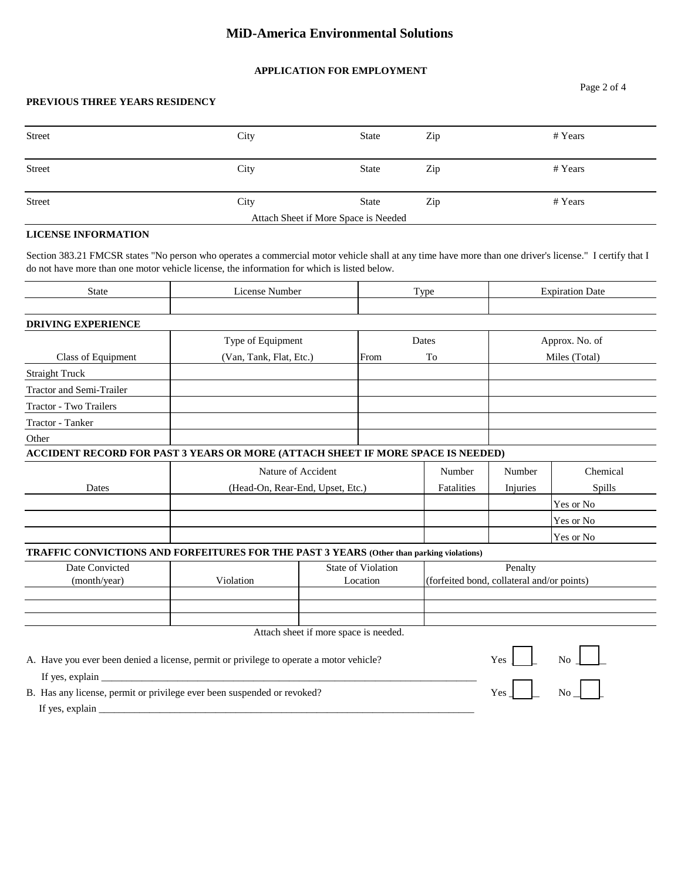# MiD-America Environmental Solutions

**APPLICATION FOR EMPLOYMENT**

**PREVIOUS THREE YEARS RESIDENCY**

| Street | City | State | Zip | # Years |
|---|---|---|---|---|
| Street | City | State | Zip | # Years |
| Street | City | State | Zip | # Years |

Attach Sheet if More Space is Needed

**LICENSE INFORMATION**

Section 383.21 FMCSR states "No person who operates a commercial motor vehicle shall at any time have more than one driver's license." I certify that I do not have more than one motor vehicle license, the information for which is listed below.

| State | License Number | Type | Expiration Date |
|---|---|---|---|
| | | | |

**DRIVING EXPERIENCE**

| | Type of Equipment | Dates | | Approx. No. of |
|---|---|---|---|---|
| Class of Equipment | (Van, Tank, Flat, Etc.) | From | To | Miles (Total) |
| Straight Truck | | | | |
| Tractor and Semi-Trailer | | | | |
| Tractor - Two Trailers | | | | |
| Tractor - Tanker | | | | |
| Other | | | | |

**ACCIDENT RECORD FOR PAST 3 YEARS OR MORE (ATTACH SHEET IF MORE SPACE IS NEEDED)**

| Dates | Nature of Accident (Head-On, Rear-End, Upset, Etc.) | Number Fatalities | Number Injuries | Chemical Spills |
|---|---|---|---|---|
| | | | | Yes or No |
| | | | | Yes or No |
| | | | | Yes or No |

**TRAFFIC CONVICTIONS AND FORFEITURES FOR THE PAST 3 YEARS (Other than parking violations)**

| Date Convicted (month/year) | Violation | State of Violation Location | Penalty (forfeited bond, collateral and/or points) |
|---|---|---|---|
| | | | |
| | | | |
| | | | |

Attach sheet if more space is needed.

A. Have you ever been denied a license, permit or privilege to operate a motor vehicle? Yes ☐ No ☐

If yes, explain ____________________________________________________________

B. Has any license, permit or privilege ever been suspended or revoked? Yes ☐ No ☐

If yes, explain ____________________________________________________________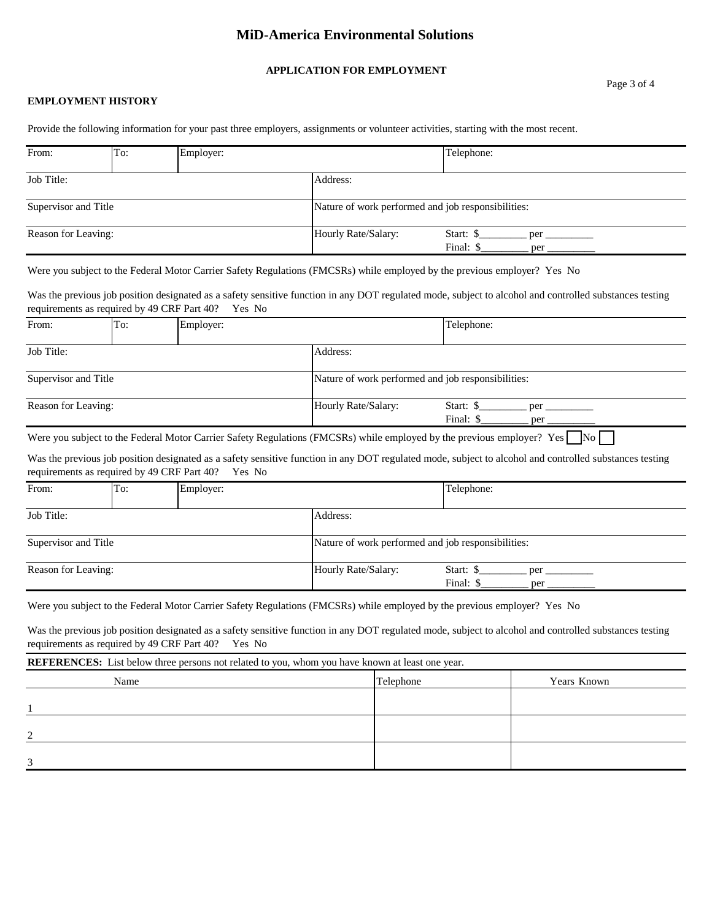# MiD-America Environmental Solutions

**APPLICATION FOR EMPLOYMENT**

**EMPLOYMENT HISTORY**

Provide the following information for your past three employers, assignments or volunteer activities, starting with the most recent.

| From: | To: | Employer: | | Telephone: |
|---|---|---|---|---|
| Job Title: | | | Address: | |
| Supervisor and Title | | | Nature of work performed and job responsibilities: | |
| Reason for Leaving: | | | Hourly Rate/Salary: | Start: $_________ per _________<br>Final: $_________ per _________ |

Were you subject to the Federal Motor Carrier Safety Regulations (FMCSRs) while employed by the previous employer? Yes No

Was the previous job position designated as a safety sensitive function in any DOT regulated mode, subject to alcohol and controlled substances testing requirements as required by 49 CRF Part 40? Yes No

| From: | To: | Employer: | | Telephone: |
|---|---|---|---|---|
| Job Title: | | | Address: | |
| Supervisor and Title | | | Nature of work performed and job responsibilities: | |
| Reason for Leaving: | | | Hourly Rate/Salary: | Start: $_________ per _________<br>Final: $_________ per _________ |

Were you subject to the Federal Motor Carrier Safety Regulations (FMCSRs) while employed by the previous employer? Yes ☐ No ☐

Was the previous job position designated as a safety sensitive function in any DOT regulated mode, subject to alcohol and controlled substances testing requirements as required by 49 CRF Part 40? Yes No

| From: | To: | Employer: | | Telephone: |
|---|---|---|---|---|
| Job Title: | | | Address: | |
| Supervisor and Title | | | Nature of work performed and job responsibilities: | |
| Reason for Leaving: | | | Hourly Rate/Salary: | Start: $_________ per _________<br>Final: $_________ per _________ |

Were you subject to the Federal Motor Carrier Safety Regulations (FMCSRs) while employed by the previous employer? Yes No

Was the previous job position designated as a safety sensitive function in any DOT regulated mode, subject to alcohol and controlled substances testing requirements as required by 49 CRF Part 40? Yes No

**REFERENCES:** List below three persons not related to you, whom you have known at least one year.

| Name | Telephone | Years Known |
|---|---|---|
| 1 | | |
| 2 | | |
| 3 | | |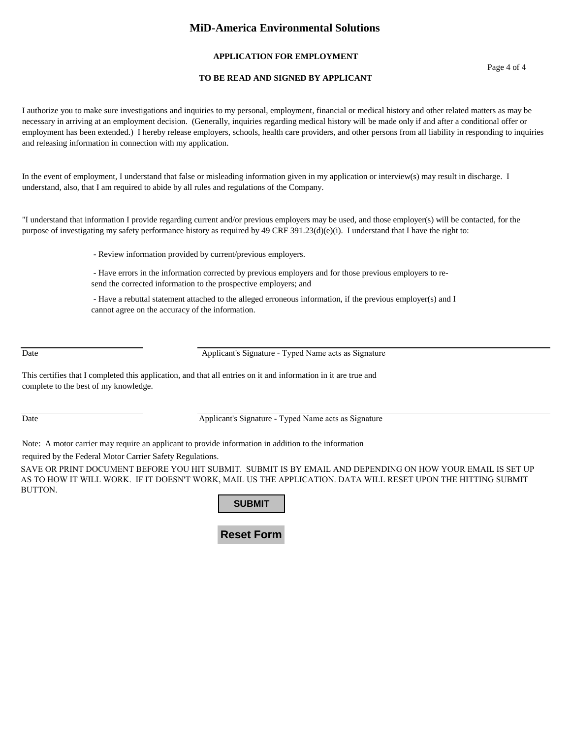# MiD-America Environmental Solutions

**APPLICATION FOR EMPLOYMENT**

**TO BE READ AND SIGNED BY APPLICANT**

I authorize you to make sure investigations and inquiries to my personal, employment, financial or medical history and other related matters as may be necessary in arriving at an employment decision. (Generally, inquiries regarding medical history will be made only if and after a conditional offer or employment has been extended.) I hereby release employers, schools, health care providers, and other persons from all liability in responding to inquiries and releasing information in connection with my application.

In the event of employment, I understand that false or misleading information given in my application or interview(s) may result in discharge. I understand, also, that I am required to abide by all rules and regulations of the Company.

"I understand that information I provide regarding current and/or previous employers may be used, and those employer(s) will be contacted, for the purpose of investigating my safety performance history as required by 49 CRF 391.23(d)(e)(i). I understand that I have the right to:

- Review information provided by current/previous employers.
- Have errors in the information corrected by previous employers and for those previous employers to re-send the corrected information to the prospective employers; and
- Have a rebuttal statement attached to the alleged erroneous information, if the previous employer(s) and I cannot agree on the accuracy of the information.

Date ____________________ Applicant's Signature - Typed Name acts as Signature ____________________

This certifies that I completed this application, and that all entries on it and information in it are true and complete to the best of my knowledge.

Date ____________________ Applicant's Signature - Typed Name acts as Signature ____________________

Note: A motor carrier may require an applicant to provide information in addition to the information required by the Federal Motor Carrier Safety Regulations.

SAVE OR PRINT DOCUMENT BEFORE YOU HIT SUBMIT. SUBMIT IS BY EMAIL AND DEPENDING ON HOW YOUR EMAIL IS SET UP AS TO HOW IT WILL WORK. IF IT DOESN'T WORK, MAIL US THE APPLICATION. DATA WILL RESET UPON THE HITTING SUBMIT BUTTON.

**SUBMIT**

**Reset Form**